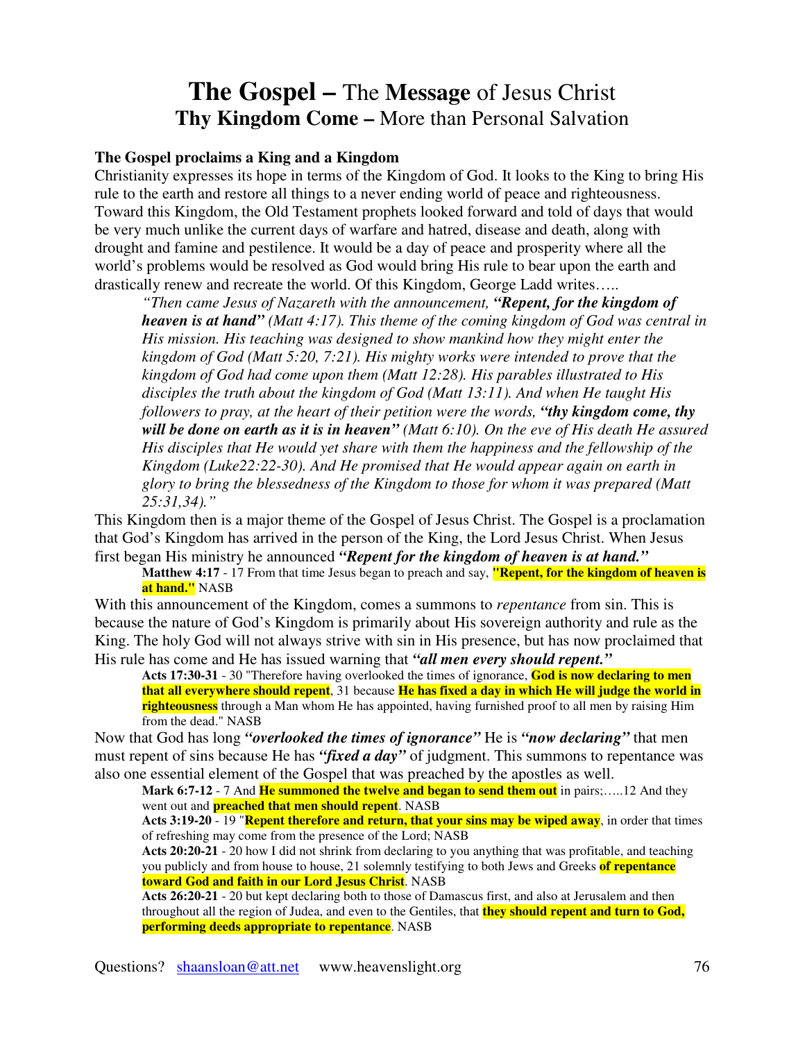# **The Gospel –** The **Message** of Jesus Christ
## **Thy Kingdom Come –** More than Personal Salvation

**The Gospel proclaims a King and a Kingdom**

Christianity expresses its hope in terms of the Kingdom of God. It looks to the King to bring His rule to the earth and restore all things to a never ending world of peace and righteousness. Toward this Kingdom, the Old Testament prophets looked forward and told of days that would be very much unlike the current days of warfare and hatred, disease and death, along with drought and famine and pestilence. It would be a day of peace and prosperity where all the world's problems would be resolved as God would bring His rule to bear upon the earth and drastically renew and recreate the world. Of this Kingdom, George Ladd writes…..

> *"Then came Jesus of Nazareth with the announcement, **"Repent, for the kingdom of heaven is at hand"** (Matt 4:17). This theme of the coming kingdom of God was central in His mission. His teaching was designed to show mankind how they might enter the kingdom of God (Matt 5:20, 7:21). His mighty works were intended to prove that the kingdom of God had come upon them (Matt 12:28). His parables illustrated to His disciples the truth about the kingdom of God (Matt 13:11). And when He taught His followers to pray, at the heart of their petition were the words, **"thy kingdom come, thy will be done on earth as it is in heaven"** (Matt 6:10). On the eve of His death He assured His disciples that He would yet share with them the happiness and the fellowship of the Kingdom (Luke22:22-30). And He promised that He would appear again on earth in glory to bring the blessedness of the Kingdom to those for whom it was prepared (Matt 25:31,34)."*

This Kingdom then is a major theme of the Gospel of Jesus Christ. The Gospel is a proclamation that God's Kingdom has arrived in the person of the King, the Lord Jesus Christ. When Jesus first began His ministry he announced ***"Repent for the kingdom of heaven is at hand."***

> **Matthew 4:17** - 17 From that time Jesus began to preach and say, **"Repent, for the kingdom of heaven is at hand."** NASB

With this announcement of the Kingdom, comes a summons to *repentance* from sin. This is because the nature of God's Kingdom is primarily about His sovereign authority and rule as the King. The holy God will not always strive with sin in His presence, but has now proclaimed that His rule has come and He has issued warning that ***"all men every should repent."***

> **Acts 17:30-31** - 30 "Therefore having overlooked the times of ignorance, **God is now declaring to men that all everywhere should repent**, 31 because **He has fixed a day in which He will judge the world in righteousness** through a Man whom He has appointed, having furnished proof to all men by raising Him from the dead." NASB

Now that God has long ***"overlooked the times of ignorance"*** He is ***"now declaring"*** that men must repent of sins because He has ***"fixed a day"*** of judgment. This summons to repentance was also one essential element of the Gospel that was preached by the apostles as well.

> **Mark 6:7-12** - 7 And **He summoned the twelve and began to send them out** in pairs;…..12 And they went out and **preached that men should repent**. NASB
>
> **Acts 3:19-20** - 19 "**Repent therefore and return, that your sins may be wiped away**, in order that times of refreshing may come from the presence of the Lord; NASB
>
> **Acts 20:20-21** - 20 how I did not shrink from declaring to you anything that was profitable, and teaching you publicly and from house to house, 21 solemnly testifying to both Jews and Greeks **of repentance toward God and faith in our Lord Jesus Christ**. NASB
>
> **Acts 26:20-21** - 20 but kept declaring both to those of Damascus first, and also at Jerusalem and then throughout all the region of Judea, and even to the Gentiles, that **they should repent and turn to God, performing deeds appropriate to repentance**. NASB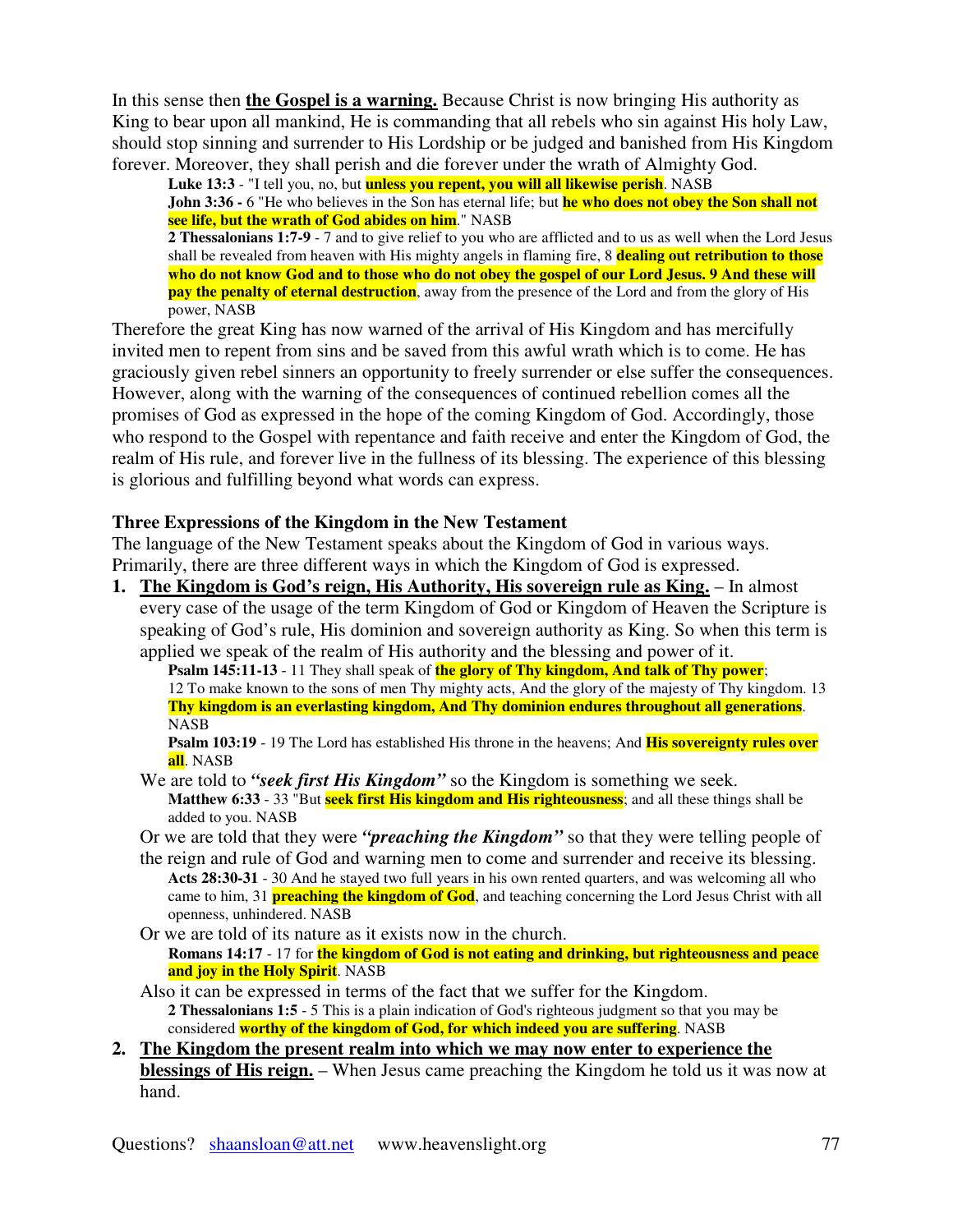In this sense then **<u>the Gospel is a warning.</u>** Because Christ is now bringing His authority as King to bear upon all mankind, He is commanding that all rebels who sin against His holy Law, should stop sinning and surrender to His Lordship or be judged and banished from His Kingdom forever. Moreover, they shall perish and die forever under the wrath of Almighty God.

> **Luke 13:3** - "I tell you, no, but **unless you repent, you will all likewise perish**. NASB
>
> **John 3:36 -** 6 "He who believes in the Son has eternal life; but **he who does not obey the Son shall not see life, but the wrath of God abides on him**." NASB
>
> **2 Thessalonians 1:7-9** - 7 and to give relief to you who are afflicted and to us as well when the Lord Jesus shall be revealed from heaven with His mighty angels in flaming fire, 8 **dealing out retribution to those who do not know God and to those who do not obey the gospel of our Lord Jesus. 9 And these will pay the penalty of eternal destruction**, away from the presence of the Lord and from the glory of His power, NASB

Therefore the great King has now warned of the arrival of His Kingdom and has mercifully invited men to repent from sins and be saved from this awful wrath which is to come. He has graciously given rebel sinners an opportunity to freely surrender or else suffer the consequences. However, along with the warning of the consequences of continued rebellion comes all the promises of God as expressed in the hope of the coming Kingdom of God. Accordingly, those who respond to the Gospel with repentance and faith receive and enter the Kingdom of God, the realm of His rule, and forever live in the fullness of its blessing. The experience of this blessing is glorious and fulfilling beyond what words can express.

### Three Expressions of the Kingdom in the New Testament

The language of the New Testament speaks about the Kingdom of God in various ways. Primarily, there are three different ways in which the Kingdom of God is expressed.

1. **<u>The Kingdom is God's reign, His Authority, His sovereign rule as King.</u>** – In almost every case of the usage of the term Kingdom of God or Kingdom of Heaven the Scripture is speaking of God's rule, His dominion and sovereign authority as King. So when this term is applied we speak of the realm of His authority and the blessing and power of it.

   > **Psalm 145:11-13** - 11 They shall speak of **the glory of Thy kingdom, And talk of Thy power**; 12 To make known to the sons of men Thy mighty acts, And the glory of the majesty of Thy kingdom. 13 **Thy kingdom is an everlasting kingdom, And Thy dominion endures throughout all generations**. NASB
   >
   > **Psalm 103:19** - 19 The Lord has established His throne in the heavens; And **His sovereignty rules over all**. NASB

   We are told to ***"seek first His Kingdom"*** so the Kingdom is something we seek.

   > **Matthew 6:33** - 33 "But **seek first His kingdom and His righteousness**; and all these things shall be added to you. NASB

   Or we are told that they were ***"preaching the Kingdom"*** so that they were telling people of the reign and rule of God and warning men to come and surrender and receive its blessing.

   > **Acts 28:30-31** - 30 And he stayed two full years in his own rented quarters, and was welcoming all who came to him, 31 **preaching the kingdom of God**, and teaching concerning the Lord Jesus Christ with all openness, unhindered. NASB

   Or we are told of its nature as it exists now in the church.

   > **Romans 14:17** - 17 for **the kingdom of God is not eating and drinking, but righteousness and peace and joy in the Holy Spirit**. NASB

   Also it can be expressed in terms of the fact that we suffer for the Kingdom.

   > **2 Thessalonians 1:5** - 5 This is a plain indication of God's righteous judgment so that you may be considered **worthy of the kingdom of God, for which indeed you are suffering**. NASB

2. **<u>The Kingdom the present realm into which we may now enter to experience the blessings of His reign.</u>** – When Jesus came preaching the Kingdom he told us it was now at hand.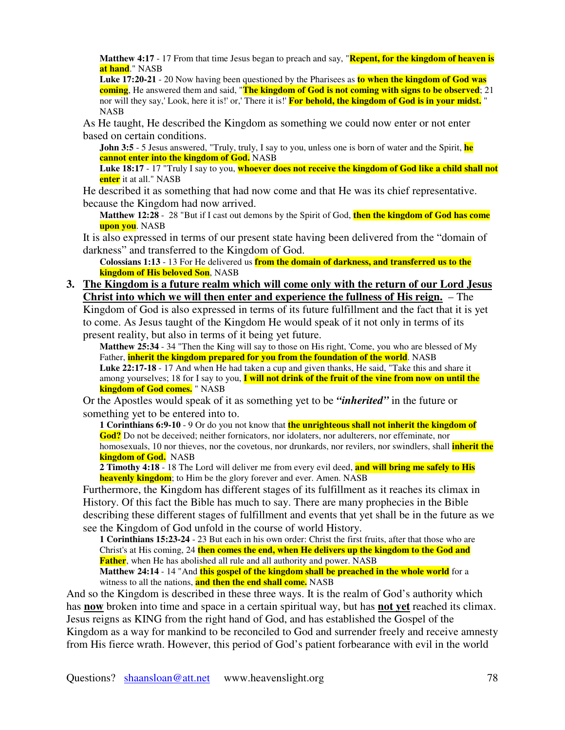**Matthew 4:17** - 17 From that time Jesus began to preach and say, "**Repent, for the kingdom of heaven is at hand**." NASB

**Luke 17:20-21** - 20 Now having been questioned by the Pharisees as **to when the kingdom of God was coming**, He answered them and said, "**The kingdom of God is not coming with signs to be observed**; 21 nor will they say,' Look, here it is!' or,' There it is!' **For behold, the kingdom of God is in your midst.** " NASB

As He taught, He described the Kingdom as something we could now enter or not enter based on certain conditions.

**John 3:5** - 5 Jesus answered, "Truly, truly, I say to you, unless one is born of water and the Spirit, **he cannot enter into the kingdom of God.** NASB

**Luke 18:17** - 17 "Truly I say to you, **whoever does not receive the kingdom of God like a child shall not enter** it at all." NASB

He described it as something that had now come and that He was its chief representative. because the Kingdom had now arrived.

**Matthew 12:28** - 28 "But if I cast out demons by the Spirit of God, **then the kingdom of God has come upon you**. NASB

It is also expressed in terms of our present state having been delivered from the "domain of darkness" and transferred to the Kingdom of God.

**Colossians 1:13** - 13 For He delivered us **from the domain of darkness, and transferred us to the kingdom of His beloved Son**, NASB

3. **<u>The Kingdom is a future realm which will come only with the return of our Lord Jesus Christ into which we will then enter and experience the fullness of His reign.</u>** – The Kingdom of God is also expressed in terms of its future fulfillment and the fact that it is yet to come. As Jesus taught of the Kingdom He would speak of it not only in terms of its present reality, but also in terms of it being yet future.

**Matthew 25:34** - 34 "Then the King will say to those on His right, 'Come, you who are blessed of My Father, **inherit the kingdom prepared for you from the foundation of the world**. NASB

**Luke 22:17-18** - 17 And when He had taken a cup and given thanks, He said, "Take this and share it among yourselves; 18 for I say to you, **I will not drink of the fruit of the vine from now on until the kingdom of God comes.** " NASB

Or the Apostles would speak of it as something yet to be ***"inherited"*** in the future or something yet to be entered into to.

**1 Corinthians 6:9-10** - 9 Or do you not know that **the unrighteous shall not inherit the kingdom of God?** Do not be deceived; neither fornicators, nor idolaters, nor adulterers, nor effeminate, nor homosexuals, 10 nor thieves, nor the covetous, nor drunkards, nor revilers, nor swindlers, shall **inherit the kingdom of God.** NASB

**2 Timothy 4:18** - 18 The Lord will deliver me from every evil deed, **and will bring me safely to His heavenly kingdom**; to Him be the glory forever and ever. Amen. NASB

Furthermore, the Kingdom has different stages of its fulfillment as it reaches its climax in History. Of this fact the Bible has much to say. There are many prophecies in the Bible describing these different stages of fulfillment and events that yet shall be in the future as we see the Kingdom of God unfold in the course of world History.

**1 Corinthians 15:23-24** - 23 But each in his own order: Christ the first fruits, after that those who are Christ's at His coming, 24 **then comes the end, when He delivers up the kingdom to the God and Father**, when He has abolished all rule and all authority and power. NASB

**Matthew 24:14** - 14 "And **this gospel of the kingdom shall be preached in the whole world** for a witness to all the nations, **and then the end shall come.** NASB

And so the Kingdom is described in these three ways. It is the realm of God's authority which has **<u>now</u>** broken into time and space in a certain spiritual way, but has **<u>not yet</u>** reached its climax. Jesus reigns as KING from the right hand of God, and has established the Gospel of the Kingdom as a way for mankind to be reconciled to God and surrender freely and receive amnesty from His fierce wrath. However, this period of God's patient forbearance with evil in the world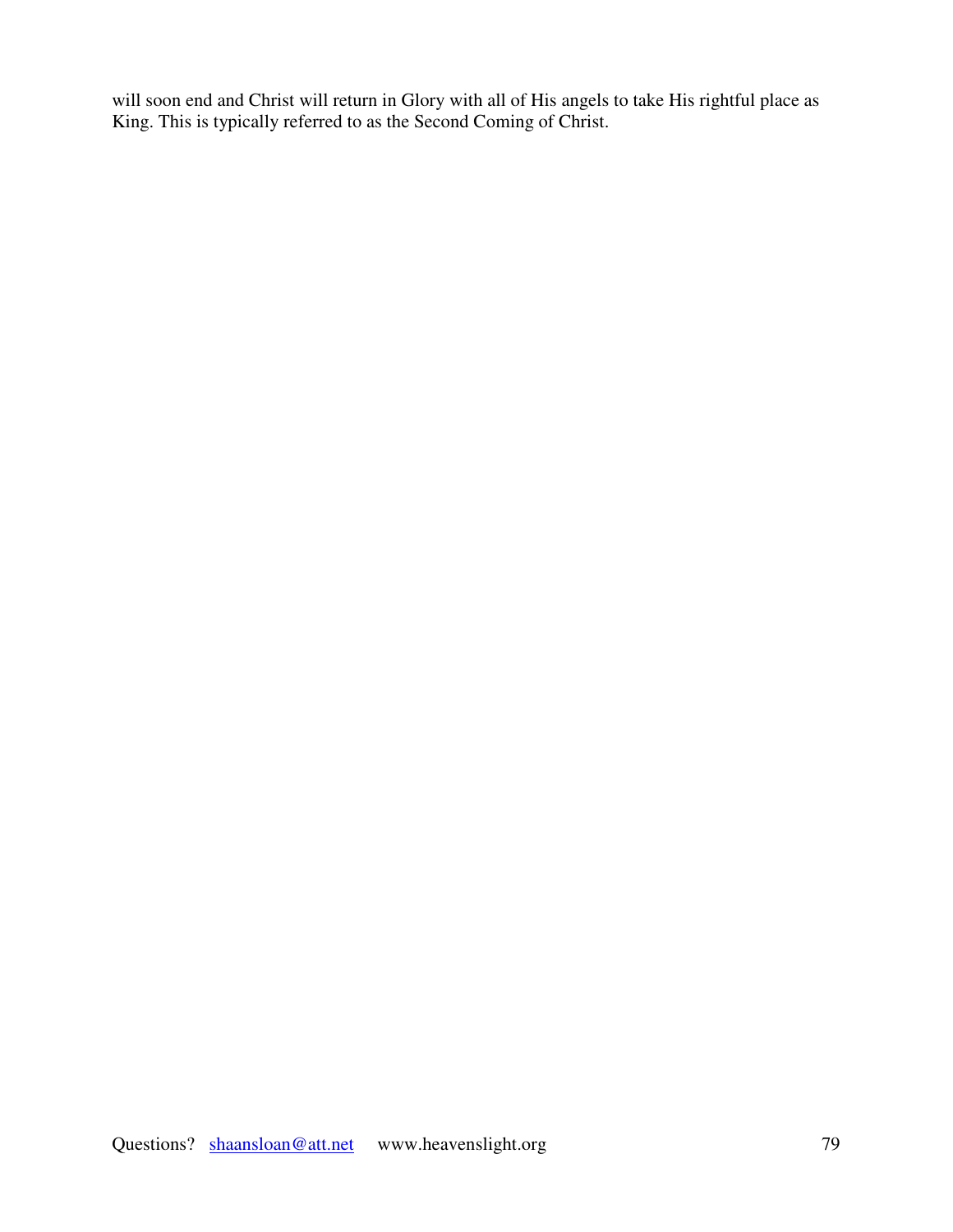will soon end and Christ will return in Glory with all of His angels to take His rightful place as King. This is typically referred to as the Second Coming of Christ.